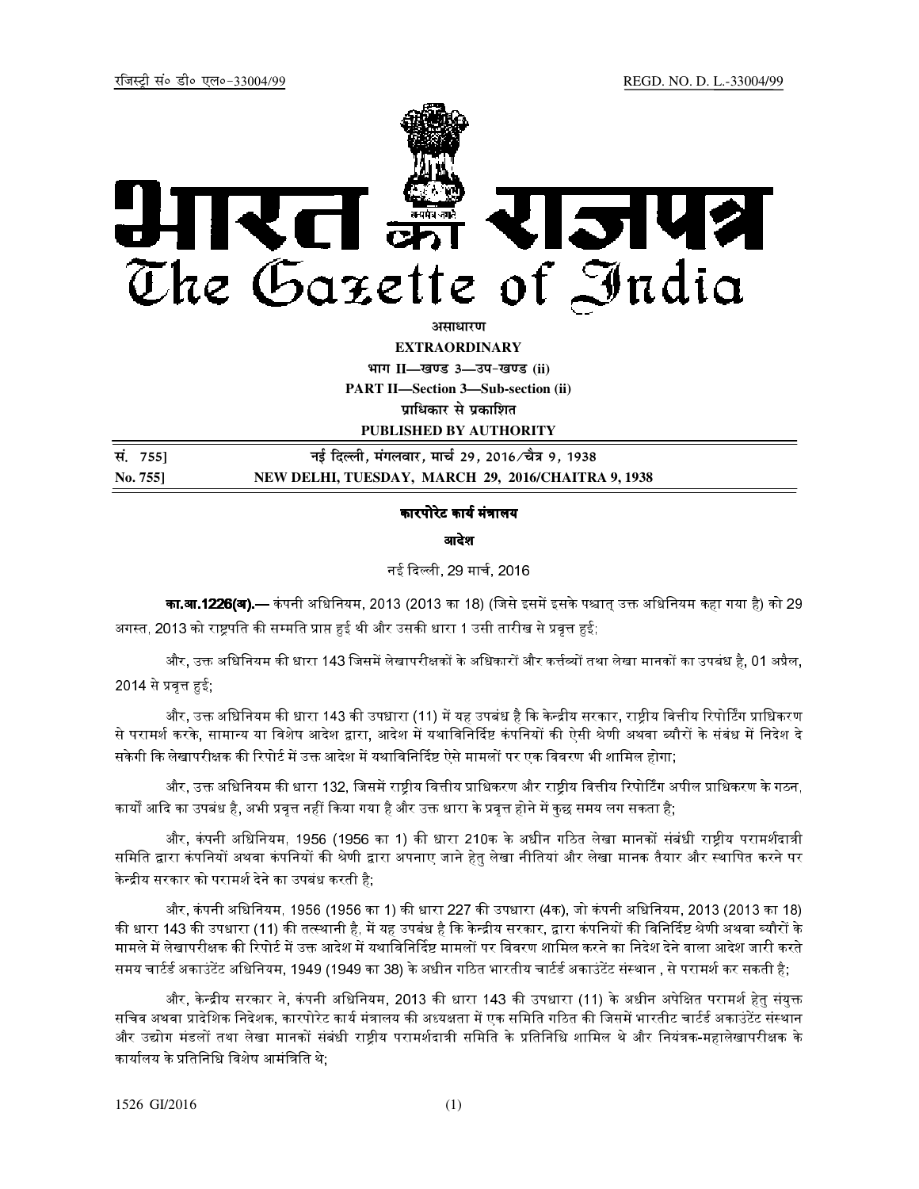रजिस्ट्री सं० डी० एल०-33004/99 REGD. NO. D. L.-33004/99

# भारत का राजपत्र
# The Gazette of India

**असाधारण**

**EXTRAORDINARY**

**भाग II—खण्ड 3—उप-खण्ड (ii)**

**PART II—Section 3—Sub-section (ii)**

**प्राधिकार से प्रकाशित**

**PUBLISHED BY AUTHORITY**

| सं. 755] | नई दिल्ली, मंगलवार, मार्च 29, 2016/चैत्र 9, 1938 |
|---|---|
| No. 755] | NEW DELHI, TUESDAY, MARCH 29, 2016/CHAITRA 9, 1938 |

## कारपोरेट कार्य मंत्रालय

### आदेश

नई दिल्ली, 29 मार्च, 2016

**का.आ.1226(अ).—** कंपनी अधिनियम, 2013 (2013 का 18) (जिसे इसमें इसके पश्चात् उक्त अधिनियम कहा गया है) को 29 अगस्त, 2013 को राष्ट्रपति की सम्मति प्राप्त हुई थी और उसकी धारा 1 उसी तारीख से प्रवृत्त हुई;

और, उक्त अधिनियम की धारा 143 जिसमें लेखापरीक्षकों के अधिकारों और कर्त्तव्यों तथा लेखा मानकों का उपबंध है, 01 अप्रैल, 2014 से प्रवृत्त हुई;

और, उक्त अधिनियम की धारा 143 की उपधारा (11) में यह उपबंध है कि केन्द्रीय सरकार, राष्ट्रीय वित्तीय रिपोर्टिंग प्राधिकरण से परामर्श करके, सामान्य या विशेष आदेश द्वारा, आदेश में यथाविनिर्दिष्ट कंपनियों की ऐसी श्रेणी अथवा ब्यौरों के संबंध में निदेश दे सकेगी कि लेखापरीक्षक की रिपोर्ट में उक्त आदेश में यथाविनिर्दिष्ट ऐसे मामलों पर एक विवरण भी शामिल होगा;

और, उक्त अधिनियम की धारा 132, जिसमें राष्ट्रीय वित्तीय प्राधिकरण और राष्ट्रीय वित्तीय रिपोर्टिंग अपील प्राधिकरण के गठन, कार्यों आदि का उपबंध है, अभी प्रवृत्त नहीं किया गया है और उक्त धारा के प्रवृत्त होने में कुछ समय लग सकता है;

और, कंपनी अधिनियम, 1956 (1956 का 1) की धारा 210क के अधीन गठित लेखा मानकों संबंधी राष्ट्रीय परामर्शदात्री समिति द्वारा कंपनियों अथवा कंपनियों की श्रेणी द्वारा अपनाए जाने हेतु लेखा नीतियां और लेखा मानक तैयार और स्थापित करने पर केन्द्रीय सरकार को परामर्श देने का उपबंध करती है;

और, कंपनी अधिनियम, 1956 (1956 का 1) की धारा 227 की उपधारा (4क), जो कंपनी अधिनियम, 2013 (2013 का 18) की धारा 143 की उपधारा (11) की तत्स्थानी है, में यह उपबंध है कि केन्द्रीय सरकार, द्वारा कंपनियों की विनिर्दिष्ट श्रेणी अथवा ब्यौरों के मामले में लेखापरीक्षक की रिपोर्ट में उक्त आदेश में यथाविनिर्दिष्ट मामलों पर विवरण शामिल करने का निदेश देने वाला आदेश जारी करते समय चार्टर्ड अकाउंटेंट अधिनियम, 1949 (1949 का 38) के अधीन गठित भारतीय चार्टर्ड अकाउंटेंट संस्थान , से परामर्श कर सकती है;

और, केन्द्रीय सरकार ने, कंपनी अधिनियम, 2013 की धारा 143 की उपधारा (11) के अधीन अपेक्षित परामर्श हेतु संयुक्त सचिव अथवा प्रादेशिक निदेशक, कारपोरेट कार्य मंत्रालय की अध्यक्षता में एक समिति गठित की जिसमें भारतीट चार्टर्ड अकाउंटेंट संस्थान और उद्योग मंडलों तथा लेखा मानकों संबंधी राष्ट्रीय परामर्शदात्री समिति के प्रतिनिधि शामिल थे और नियंत्रक-महालेखापरीक्षक के कार्यालय के प्रतिनिधि विशेष आमंत्रिति थे;

1526 GI/2016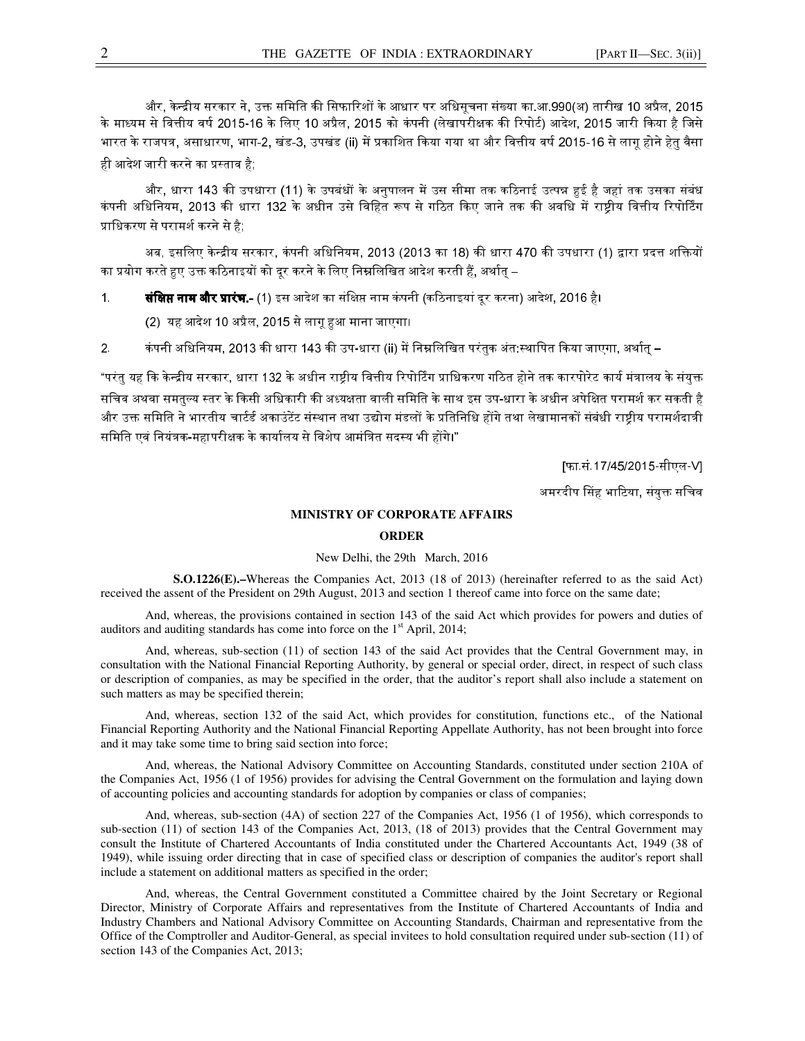और, केन्द्रीय सरकार ने, उक्त समिति की सिफारिशों के आधार पर अधिसूचना संख्या का.आ.990(अ) तारीख 10 अप्रैल, 2015 के माध्यम से वित्तीय वर्ष 2015-16 के लिए 10 अप्रैल, 2015 को कंपनी (लेखापरीक्षक की रिपोर्ट) आदेश, 2015 जारी किया है जिसे भारत के राजपत्र, असाधारण, भाग-2, खंड-3, उपखंड (ii) में प्रकाशित किया गया था और वित्तीय वर्ष 2015-16 से लागू होने हेतु वैसा ही आदेश जारी करने का प्रस्ताव है;

और, धारा 143 की उपधारा (11) के उपबंधों के अनुपालन में उस सीमा तक कठिनाई उत्पन्न हुई है जहां तक उसका संबंध कंपनी अधिनियम, 2013 की धारा 132 के अधीन उसे विहित रूप से गठित किए जाने तक की अवधि में राष्ट्रीय वित्तीय रिपोर्टिंग प्राधिकरण से परामर्श करने से है;

अब, इसलिए केन्द्रीय सरकार, कंपनी अधिनियम, 2013 (2013 का 18) की धारा 470 की उपधारा (1) द्वारा प्रदत्त शक्तियों का प्रयोग करते हुए उक्त कठिनाइयों को दूर करने के लिए निम्नलिखित आदेश करती हैं, अर्थात् –

1. **संक्षिप्त नाम और प्रारंभ.-** (1) इस आदेश का संक्षिप्त नाम कंपनी (कठिनाइयां दूर करना) आदेश, 2016 है।

   (2) यह आदेश 10 अप्रैल, 2015 से लागू हुआ माना जाएगा।

2. कंपनी अधिनियम, 2013 की धारा 143 की उप-धारा (ii) में निम्नलिखित परंतुक अंत:स्थापित किया जाएगा, अर्थात् –

"परंतु यह कि केन्द्रीय सरकार, धारा 132 के अधीन राष्ट्रीय वित्तीय रिपोर्टिंग प्राधिकरण गठित होने तक कारपोरेट कार्य मंत्रालय के संयुक्त सचिव अथवा समतुल्य स्तर के किसी अधिकारी की अध्यक्षता वाली समिति के साथ इस उप-धारा के अधीन अपेक्षित परामर्श कर सकती है और उक्त समिति ने भारतीय चार्टर्ड अकाउंटेंट संस्थान तथा उद्योग मंडलों के प्रतिनिधि होंगे तथा लेखामानकों संबंधी राष्ट्रीय परामर्शदात्री समिति एवं नियंत्रक-महापरीक्षक के कार्यालय से विशेष आमंत्रित सदस्य भी होंगे।"

[फा.सं.17/45/2015-सीएल-V]

अमरदीप सिंह भाटिया, संयुक्त सचिव

## MINISTRY OF CORPORATE AFFAIRS

### ORDER

New Delhi, the 29th March, 2016

**S.O.1226(E).–**Whereas the Companies Act, 2013 (18 of 2013) (hereinafter referred to as the said Act) received the assent of the President on 29th August, 2013 and section 1 thereof came into force on the same date;

And, whereas, the provisions contained in section 143 of the said Act which provides for powers and duties of auditors and auditing standards has come into force on the 1st April, 2014;

And, whereas, sub-section (11) of section 143 of the said Act provides that the Central Government may, in consultation with the National Financial Reporting Authority, by general or special order, direct, in respect of such class or description of companies, as may be specified in the order, that the auditor's report shall also include a statement on such matters as may be specified therein;

And, whereas, section 132 of the said Act, which provides for constitution, functions etc., of the National Financial Reporting Authority and the National Financial Reporting Appellate Authority, has not been brought into force and it may take some time to bring said section into force;

And, whereas, the National Advisory Committee on Accounting Standards, constituted under section 210A of the Companies Act, 1956 (1 of 1956) provides for advising the Central Government on the formulation and laying down of accounting policies and accounting standards for adoption by companies or class of companies;

And, whereas, sub-section (4A) of section 227 of the Companies Act, 1956 (1 of 1956), which corresponds to sub-section (11) of section 143 of the Companies Act, 2013, (18 of 2013) provides that the Central Government may consult the Institute of Chartered Accountants of India constituted under the Chartered Accountants Act, 1949 (38 of 1949), while issuing order directing that in case of specified class or description of companies the auditor's report shall include a statement on additional matters as specified in the order;

And, whereas, the Central Government constituted a Committee chaired by the Joint Secretary or Regional Director, Ministry of Corporate Affairs and representatives from the Institute of Chartered Accountants of India and Industry Chambers and National Advisory Committee on Accounting Standards, Chairman and representative from the Office of the Comptroller and Auditor-General, as special invitees to hold consultation required under sub-section (11) of section 143 of the Companies Act, 2013;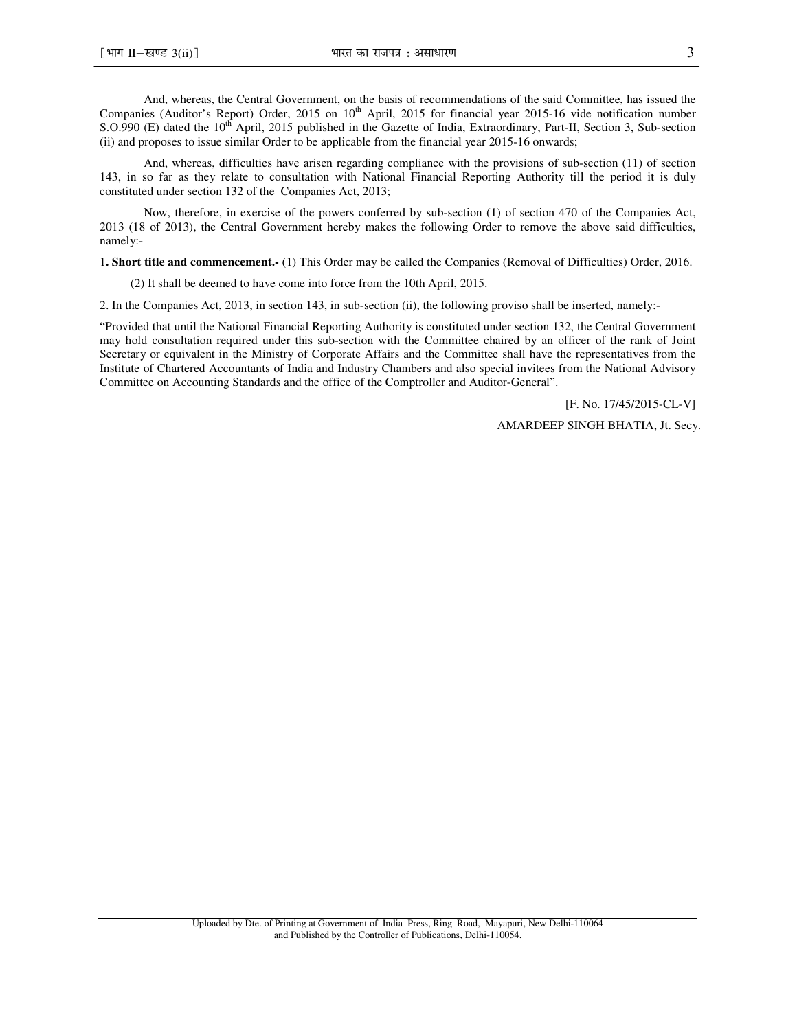And, whereas, the Central Government, on the basis of recommendations of the said Committee, has issued the Companies (Auditor's Report) Order, 2015 on 10th April, 2015 for financial year 2015-16 vide notification number S.O.990 (E) dated the 10th April, 2015 published in the Gazette of India, Extraordinary, Part-II, Section 3, Sub-section (ii) and proposes to issue similar Order to be applicable from the financial year 2015-16 onwards;

And, whereas, difficulties have arisen regarding compliance with the provisions of sub-section (11) of section 143, in so far as they relate to consultation with National Financial Reporting Authority till the period it is duly constituted under section 132 of the Companies Act, 2013;

Now, therefore, in exercise of the powers conferred by sub-section (1) of section 470 of the Companies Act, 2013 (18 of 2013), the Central Government hereby makes the following Order to remove the above said difficulties, namely:-

1**. Short title and commencement.-** (1) This Order may be called the Companies (Removal of Difficulties) Order, 2016.

(2) It shall be deemed to have come into force from the 10th April, 2015.

2. In the Companies Act, 2013, in section 143, in sub-section (ii), the following proviso shall be inserted, namely:-

"Provided that until the National Financial Reporting Authority is constituted under section 132, the Central Government may hold consultation required under this sub-section with the Committee chaired by an officer of the rank of Joint Secretary or equivalent in the Ministry of Corporate Affairs and the Committee shall have the representatives from the Institute of Chartered Accountants of India and Industry Chambers and also special invitees from the National Advisory Committee on Accounting Standards and the office of the Comptroller and Auditor-General".

[F. No. 17/45/2015-CL-V]

AMARDEEP SINGH BHATIA, Jt. Secy.

Uploaded by Dte. of Printing at Government of India Press, Ring Road, Mayapuri, New Delhi-110064
and Published by the Controller of Publications, Delhi-110054.